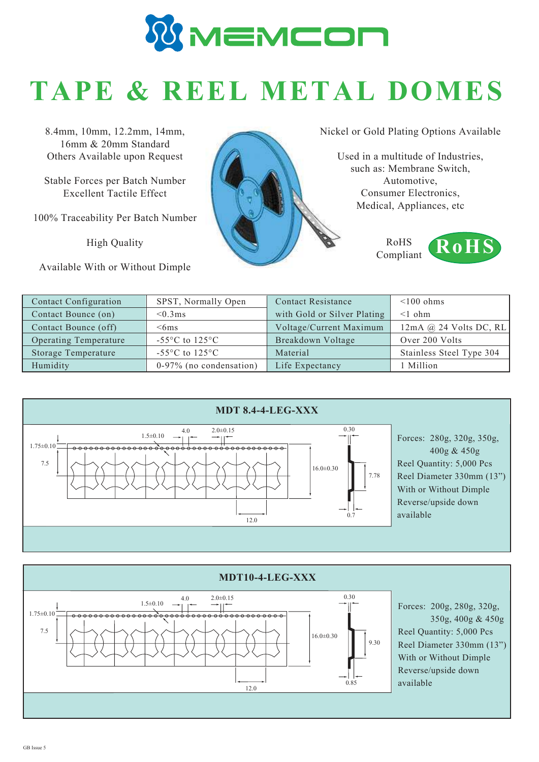# TAPE & REEL METAL DOMES

8.4mm, 10mm, 12.2mm, 14mm, 16mm & 20mm Standard
Others Available upon Request

Stable Forces per Batch Number
Excellent Tactile Effect

100% Traceability Per Batch Number

High Quality

Available With or Without Dimple

Nickel or Gold Plating Options Available

Used in a multitude of Industries, such as: Membrane Switch, Automotive, Consumer Electronics, Medical, Appliances, etc

RoHS Compliant

| Contact Configuration | SPST, Normally Open | Contact Resistance | <100 ohms |
|---|---|---|---|
| Contact Bounce (on) | <0.3ms | with Gold or Silver Plating | <1 ohm |
| Contact Bounce (off) | <6ms | Voltage/Current Maximum | 12mA @ 24 Volts DC, RL |
| Operating Temperature | -55°C to 125°C | Breakdown Voltage | Over 200 Volts |
| Storage Temperature | -55°C to 125°C | Material | Stainless Steel Type 304 |
| Humidity | 0-97% (no condensation) | Life Expectancy | 1 Million |

## MDT 8.4-4-LEG-XXX

Dimensions: 1.75±0.10, 7.5, 1.5±0.10, 4.0, 2.0±0.15, 12.0, 16.0±0.30, 0.30, 7.78, 0.7

Forces: 280g, 320g, 350g, 400g & 450g
Reel Quantity: 5,000 Pcs
Reel Diameter 330mm (13")
With or Without Dimple
Reverse/upside down available

## MDT10-4-LEG-XXX

Dimensions: 1.75±0.10, 7.5, 1.5±0.10, 4.0, 2.0±0.15, 12.0, 16.0±0.30, 0.30, 9.30, 0.85

Forces: 200g, 280g, 320g, 350g, 400g & 450g
Reel Quantity: 5,000 Pcs
Reel Diameter 330mm (13")
With or Without Dimple
Reverse/upside down available

GB Issue 5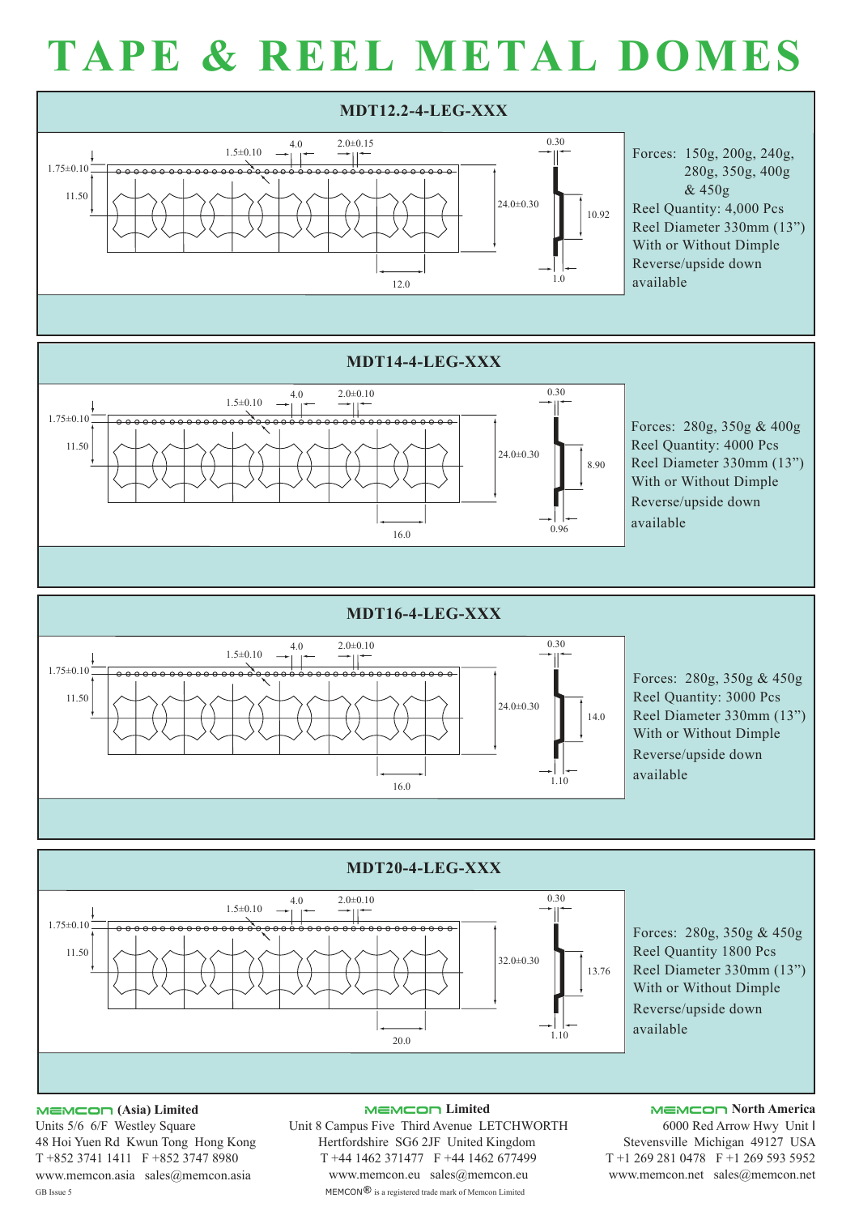# TAPE & REEL METAL DOMES

## MDT12.2-4-LEG-XXX

1.75±0.10
11.50
1.5±0.10
4.0
2.0±0.15
24.0±0.30
12.0
0.30
10.92
1.0

Forces: 150g, 200g, 240g, 280g, 350g, 400g & 450g
Reel Quantity: 4,000 Pcs
Reel Diameter 330mm (13")
With or Without Dimple
Reverse/upside down available

## MDT14-4-LEG-XXX

1.75±0.10
11.50
1.5±0.10
4.0
2.0±0.10
24.0±0.30
16.0
0.30
8.90
0.96

Forces: 280g, 350g & 400g
Reel Quantity: 4000 Pcs
Reel Diameter 330mm (13")
With or Without Dimple
Reverse/upside down available

## MDT16-4-LEG-XXX

1.75±0.10
11.50
1.5±0.10
4.0
2.0±0.10
24.0±0.30
16.0
0.30
14.0
1.10

Forces: 280g, 350g & 450g
Reel Quantity: 3000 Pcs
Reel Diameter 330mm (13")
With or Without Dimple
Reverse/upside down available

## MDT20-4-LEG-XXX

1.75±0.10
11.50
1.5±0.10
4.0
2.0±0.10
32.0±0.30
20.0
0.30
13.76
1.10

Forces: 280g, 350g & 450g
Reel Quantity 1800 Pcs
Reel Diameter 330mm (13")
With or Without Dimple
Reverse/upside down available

**MEMCON (Asia) Limited**
Units 5/6 6/F Westley Square
48 Hoi Yuen Rd Kwun Tong Hong Kong
T +852 3741 1411 F +852 3747 8980
www.memcon.asia sales@memcon.asia

**MEMCON Limited**
Unit 8 Campus Five Third Avenue LETCHWORTH
Hertfordshire SG6 2JF United Kingdom
T +44 1462 371477 F +44 1462 677499
www.memcon.eu sales@memcon.eu

**MEMCON North America**
6000 Red Arrow Hwy Unit I
Stevensville Michigan 49127 USA
T +1 269 281 0478 F +1 269 593 5952
www.memcon.net sales@memcon.net

GB Issue 5

MEMCON® is a registered trade mark of Memcon Limited